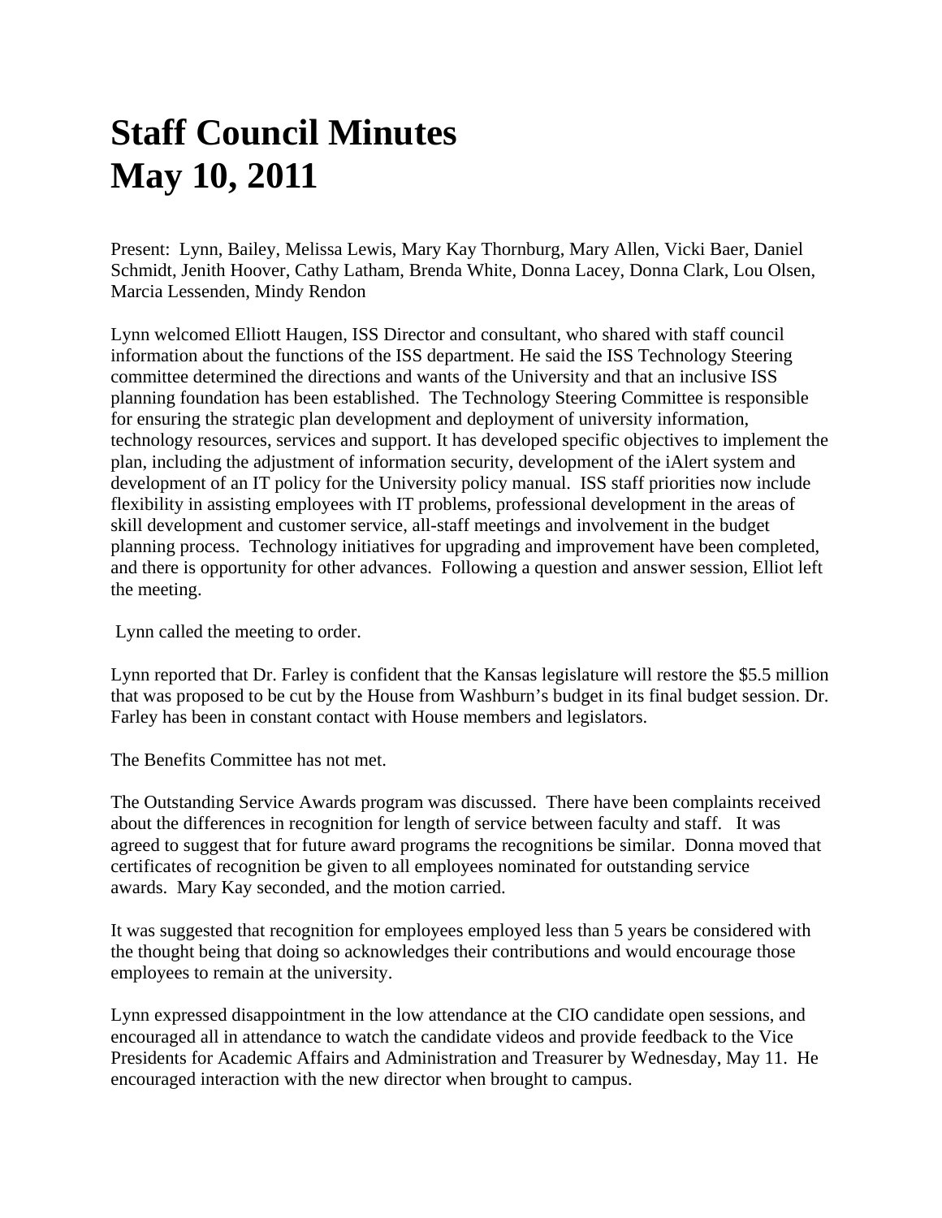# Staff Council Minutes
# May 10, 2011

Present: Lynn, Bailey, Melissa Lewis, Mary Kay Thornburg, Mary Allen, Vicki Baer, Daniel Schmidt, Jenith Hoover, Cathy Latham, Brenda White, Donna Lacey, Donna Clark, Lou Olsen, Marcia Lessenden, Mindy Rendon

Lynn welcomed Elliott Haugen, ISS Director and consultant, who shared with staff council information about the functions of the ISS department. He said the ISS Technology Steering committee determined the directions and wants of the University and that an inclusive ISS planning foundation has been established. The Technology Steering Committee is responsible for ensuring the strategic plan development and deployment of university information, technology resources, services and support. It has developed specific objectives to implement the plan, including the adjustment of information security, development of the iAlert system and development of an IT policy for the University policy manual. ISS staff priorities now include flexibility in assisting employees with IT problems, professional development in the areas of skill development and customer service, all-staff meetings and involvement in the budget planning process. Technology initiatives for upgrading and improvement have been completed, and there is opportunity for other advances. Following a question and answer session, Elliot left the meeting.

Lynn called the meeting to order.

Lynn reported that Dr. Farley is confident that the Kansas legislature will restore the $5.5 million that was proposed to be cut by the House from Washburn's budget in its final budget session. Dr. Farley has been in constant contact with House members and legislators.

The Benefits Committee has not met.

The Outstanding Service Awards program was discussed. There have been complaints received about the differences in recognition for length of service between faculty and staff. It was agreed to suggest that for future award programs the recognitions be similar. Donna moved that certificates of recognition be given to all employees nominated for outstanding service awards. Mary Kay seconded, and the motion carried.

It was suggested that recognition for employees employed less than 5 years be considered with the thought being that doing so acknowledges their contributions and would encourage those employees to remain at the university.

Lynn expressed disappointment in the low attendance at the CIO candidate open sessions, and encouraged all in attendance to watch the candidate videos and provide feedback to the Vice Presidents for Academic Affairs and Administration and Treasurer by Wednesday, May 11. He encouraged interaction with the new director when brought to campus.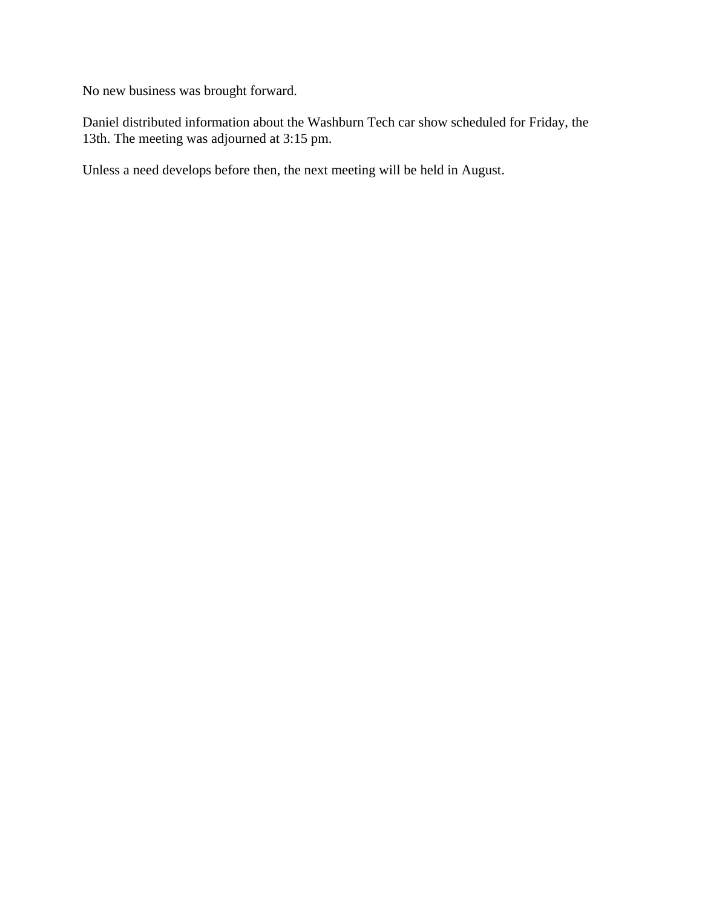No new business was brought forward.

Daniel distributed information about the Washburn Tech car show scheduled for Friday, the 13th. The meeting was adjourned at 3:15 pm.

Unless a need develops before then, the next meeting will be held in August.